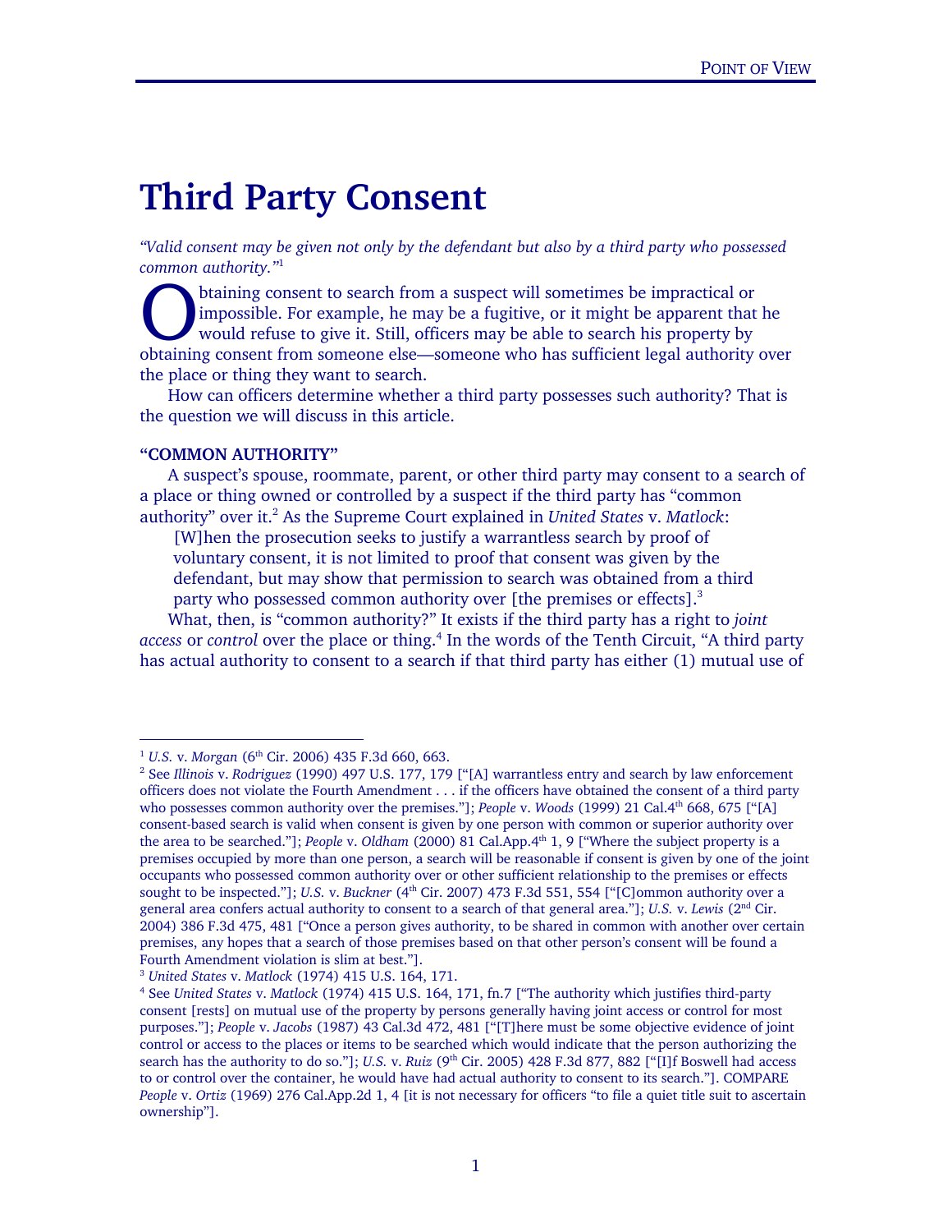# Third Party Consent

*"Valid consent may be given not only by the defendant but also by a third party who possessed common authority."*[1]

Obtaining consent to search from a suspect will sometimes be impractical or impossible. For example, he may be a fugitive, or it might be apparent that he would refuse to give it. Still, officers may be able to search his property by obtaining consent from someone else—someone who has sufficient legal authority over the place or thing they want to search.

How can officers determine whether a third party possesses such authority? That is the question we will discuss in this article.

### "COMMON AUTHORITY"

A suspect's spouse, roommate, parent, or other third party may consent to a search of a place or thing owned or controlled by a suspect if the third party has "common authority" over it.[2] As the Supreme Court explained in *United States* v. *Matlock*:

> [W]hen the prosecution seeks to justify a warrantless search by proof of voluntary consent, it is not limited to proof that consent was given by the defendant, but may show that permission to search was obtained from a third party who possessed common authority over [the premises or effects].[3]

What, then, is "common authority?" It exists if the third party has a right to *joint access* or *control* over the place or thing.[4] In the words of the Tenth Circuit, "A third party has actual authority to consent to a search if that third party has either (1) mutual use of

---

[1] *U.S.* v. *Morgan* (6th Cir. 2006) 435 F.3d 660, 663.

[2] See *Illinois* v. *Rodriguez* (1990) 497 U.S. 177, 179 ["[A] warrantless entry and search by law enforcement officers does not violate the Fourth Amendment . . . if the officers have obtained the consent of a third party who possesses common authority over the premises."]; *People* v. *Woods* (1999) 21 Cal.4th 668, 675 ["[A] consent-based search is valid when consent is given by one person with common or superior authority over the area to be searched."]; *People* v. *Oldham* (2000) 81 Cal.App.4th 1, 9 ["Where the subject property is a premises occupied by more than one person, a search will be reasonable if consent is given by one of the joint occupants who possessed common authority over or other sufficient relationship to the premises or effects sought to be inspected."]; *U.S.* v. *Buckner* (4th Cir. 2007) 473 F.3d 551, 554 ["[C]ommon authority over a general area confers actual authority to consent to a search of that general area."]; *U.S.* v. *Lewis* (2nd Cir. 2004) 386 F.3d 475, 481 ["Once a person gives authority, to be shared in common with another over certain premises, any hopes that a search of those premises based on that other person's consent will be found a Fourth Amendment violation is slim at best."].

[3] *United States* v. *Matlock* (1974) 415 U.S. 164, 171.

[4] See *United States* v. *Matlock* (1974) 415 U.S. 164, 171, fn.7 ["The authority which justifies third-party consent [rests] on mutual use of the property by persons generally having joint access or control for most purposes."]; *People* v. *Jacobs* (1987) 43 Cal.3d 472, 481 ["[T]here must be some objective evidence of joint control or access to the places or items to be searched which would indicate that the person authorizing the search has the authority to do so."]; *U.S.* v. *Ruiz* (9th Cir. 2005) 428 F.3d 877, 882 ["[I]f Boswell had access to or control over the container, he would have had actual authority to consent to its search."]. COMPARE *People* v. *Ortiz* (1969) 276 Cal.App.2d 1, 4 [it is not necessary for officers "to file a quiet title suit to ascertain ownership"].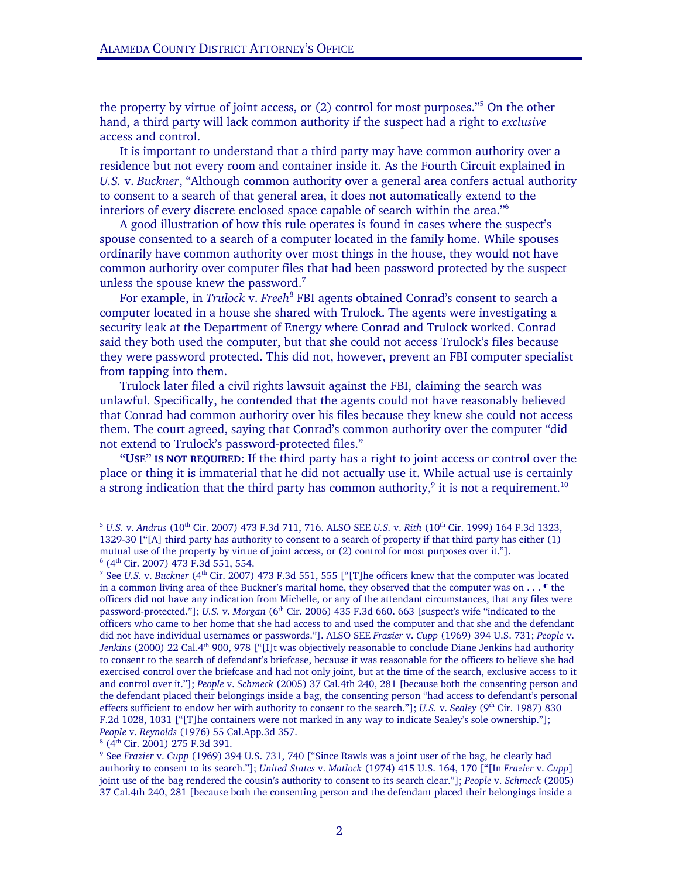the property by virtue of joint access, or (2) control for most purposes."[5] On the other hand, a third party will lack common authority if the suspect had a right to *exclusive* access and control.

It is important to understand that a third party may have common authority over a residence but not every room and container inside it. As the Fourth Circuit explained in *U.S.* v. *Buckner*, "Although common authority over a general area confers actual authority to consent to a search of that general area, it does not automatically extend to the interiors of every discrete enclosed space capable of search within the area."[6]

A good illustration of how this rule operates is found in cases where the suspect's spouse consented to a search of a computer located in the family home. While spouses ordinarily have common authority over most things in the house, they would not have common authority over computer files that had been password protected by the suspect unless the spouse knew the password.[7]

For example, in *Trulock* v. *Freeh*[8] FBI agents obtained Conrad's consent to search a computer located in a house she shared with Trulock. The agents were investigating a security leak at the Department of Energy where Conrad and Trulock worked. Conrad said they both used the computer, but that she could not access Trulock's files because they were password protected. This did not, however, prevent an FBI computer specialist from tapping into them.

Trulock later filed a civil rights lawsuit against the FBI, claiming the search was unlawful. Specifically, he contended that the agents could not have reasonably believed that Conrad had common authority over his files because they knew she could not access them. The court agreed, saying that Conrad's common authority over the computer "did not extend to Trulock's password-protected files."

**"USE" IS NOT REQUIRED**: If the third party has a right to joint access or control over the place or thing it is immaterial that he did not actually use it. While actual use is certainly a strong indication that the third party has common authority,[9] it is not a requirement.[10]

---

[5] *U.S.* v. *Andrus* (10th Cir. 2007) 473 F.3d 711, 716. ALSO SEE *U.S.* v. *Rith* (10th Cir. 1999) 164 F.3d 1323, 1329-30 ["[A] third party has authority to consent to a search of property if that third party has either (1) mutual use of the property by virtue of joint access, or (2) control for most purposes over it."].

[6] (4th Cir. 2007) 473 F.3d 551, 554.

[7] See *U.S.* v. *Buckner* (4th Cir. 2007) 473 F.3d 551, 555 ["[T]he officers knew that the computer was located in a common living area of thee Buckner's marital home, they observed that the computer was on . . . ¶ the officers did not have any indication from Michelle, or any of the attendant circumstances, that any files were password-protected."]; *U.S.* v. *Morgan* (6th Cir. 2006) 435 F.3d 660. 663 [suspect's wife "indicated to the officers who came to her home that she had access to and used the computer and that she and the defendant did not have individual usernames or passwords."]. ALSO SEE *Frazier* v. *Cupp* (1969) 394 U.S. 731; *People* v. *Jenkins* (2000) 22 Cal.4th 900, 978 ["[I]t was objectively reasonable to conclude Diane Jenkins had authority to consent to the search of defendant's briefcase, because it was reasonable for the officers to believe she had exercised control over the briefcase and had not only joint, but at the time of the search, exclusive access to it and control over it."]; *People* v. *Schmeck* (2005) 37 Cal.4th 240, 281 [because both the consenting person and the defendant placed their belongings inside a bag, the consenting person "had access to defendant's personal effects sufficient to endow her with authority to consent to the search."]; *U.S.* v. *Sealey* (9th Cir. 1987) 830 F.2d 1028, 1031 ["[T]he containers were not marked in any way to indicate Sealey's sole ownership."]; *People* v. *Reynolds* (1976) 55 Cal.App.3d 357.

[8] (4th Cir. 2001) 275 F.3d 391.

[9] See *Frazier* v. *Cupp* (1969) 394 U.S. 731, 740 ["Since Rawls was a joint user of the bag, he clearly had authority to consent to its search."]; *United States* v. *Matlock* (1974) 415 U.S. 164, 170 ["[In *Frazier* v. *Cupp*] joint use of the bag rendered the cousin's authority to consent to its search clear."]; *People* v. *Schmeck* (2005) 37 Cal.4th 240, 281 [because both the consenting person and the defendant placed their belongings inside a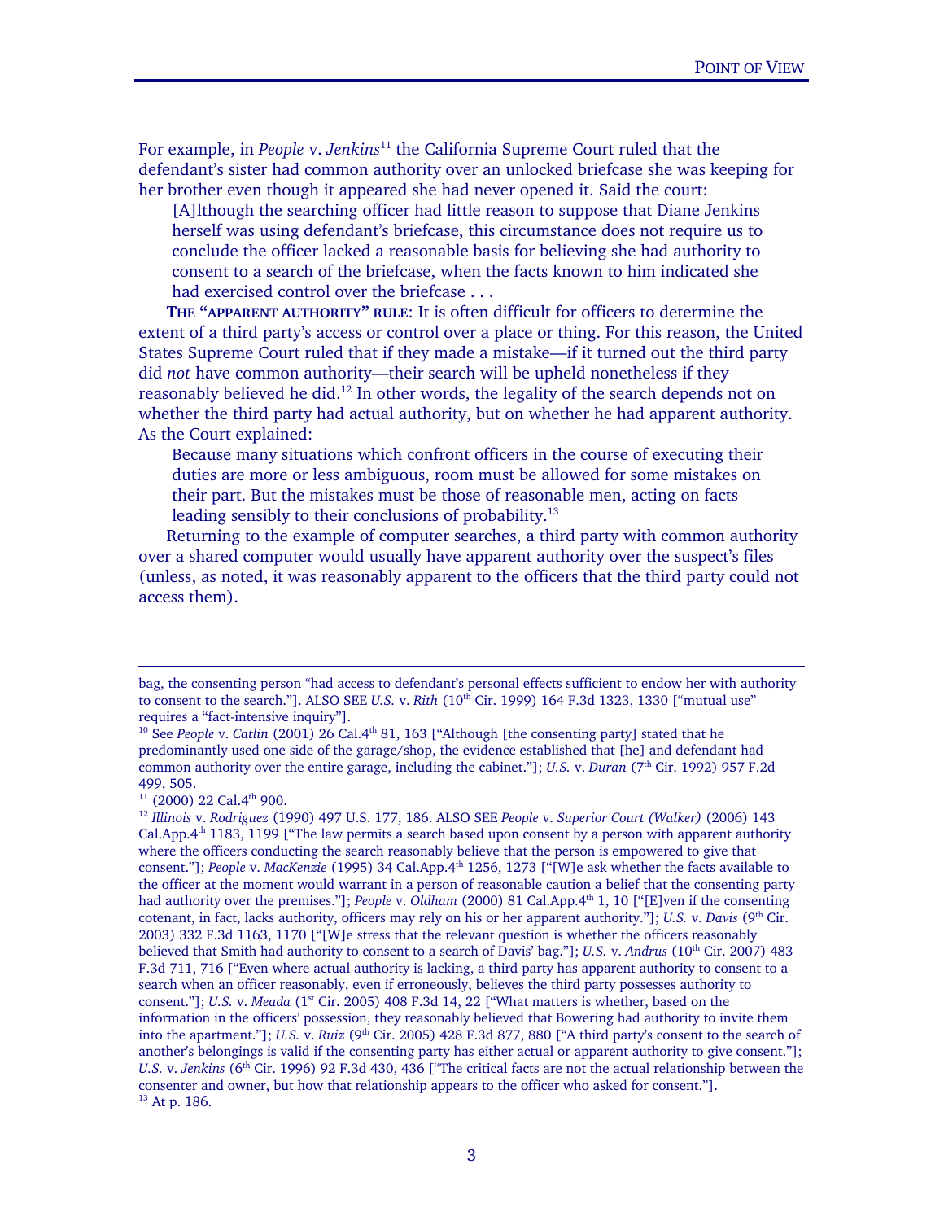For example, in *People* v. *Jenkins*[11] the California Supreme Court ruled that the defendant's sister had common authority over an unlocked briefcase she was keeping for her brother even though it appeared she had never opened it. Said the court:

> [A]lthough the searching officer had little reason to suppose that Diane Jenkins herself was using defendant's briefcase, this circumstance does not require us to conclude the officer lacked a reasonable basis for believing she had authority to consent to a search of the briefcase, when the facts known to him indicated she had exercised control over the briefcase . . .

**THE "APPARENT AUTHORITY" RULE**: It is often difficult for officers to determine the extent of a third party's access or control over a place or thing. For this reason, the United States Supreme Court ruled that if they made a mistake—if it turned out the third party did *not* have common authority—their search will be upheld nonetheless if they reasonably believed he did.[12] In other words, the legality of the search depends not on whether the third party had actual authority, but on whether he had apparent authority. As the Court explained:

> Because many situations which confront officers in the course of executing their duties are more or less ambiguous, room must be allowed for some mistakes on their part. But the mistakes must be those of reasonable men, acting on facts leading sensibly to their conclusions of probability.[13]

Returning to the example of computer searches, a third party with common authority over a shared computer would usually have apparent authority over the suspect's files (unless, as noted, it was reasonably apparent to the officers that the third party could not access them).

---

bag, the consenting person "had access to defendant's personal effects sufficient to endow her with authority to consent to the search."]. ALSO SEE *U.S.* v. *Rith* (10th Cir. 1999) 164 F.3d 1323, 1330 ["mutual use" requires a "fact-intensive inquiry"].

[10] See *People* v. *Catlin* (2001) 26 Cal.4th 81, 163 ["Although [the consenting party] stated that he predominantly used one side of the garage/shop, the evidence established that [he] and defendant had common authority over the entire garage, including the cabinet."]; *U.S.* v. *Duran* (7th Cir. 1992) 957 F.2d 499, 505.

[11] (2000) 22 Cal.4th 900.

[12] *Illinois* v. *Rodriguez* (1990) 497 U.S. 177, 186. ALSO SEE *People* v. *Superior Court (Walker)* (2006) 143 Cal.App.4th 1183, 1199 ["The law permits a search based upon consent by a person with apparent authority where the officers conducting the search reasonably believe that the person is empowered to give that consent."]; *People* v. *MacKenzie* (1995) 34 Cal.App.4th 1256, 1273 ["[W]e ask whether the facts available to the officer at the moment would warrant in a person of reasonable caution a belief that the consenting party had authority over the premises."]; *People* v. *Oldham* (2000) 81 Cal.App.4th 1, 10 ["[E]ven if the consenting cotenant, in fact, lacks authority, officers may rely on his or her apparent authority."]; *U.S.* v. *Davis* (9th Cir. 2003) 332 F.3d 1163, 1170 ["[W]e stress that the relevant question is whether the officers reasonably believed that Smith had authority to consent to a search of Davis' bag."]; *U.S.* v. *Andrus* (10th Cir. 2007) 483 F.3d 711, 716 ["Even where actual authority is lacking, a third party has apparent authority to consent to a search when an officer reasonably, even if erroneously, believes the third party possesses authority to consent."]; *U.S.* v. *Meada* (1st Cir. 2005) 408 F.3d 14, 22 ["What matters is whether, based on the information in the officers' possession, they reasonably believed that Bowering had authority to invite them into the apartment."]; *U.S.* v. *Ruiz* (9th Cir. 2005) 428 F.3d 877, 880 ["A third party's consent to the search of another's belongings is valid if the consenting party has either actual or apparent authority to give consent."]; *U.S.* v. *Jenkins* (6th Cir. 1996) 92 F.3d 430, 436 ["The critical facts are not the actual relationship between the consenter and owner, but how that relationship appears to the officer who asked for consent."].

[13] At p. 186.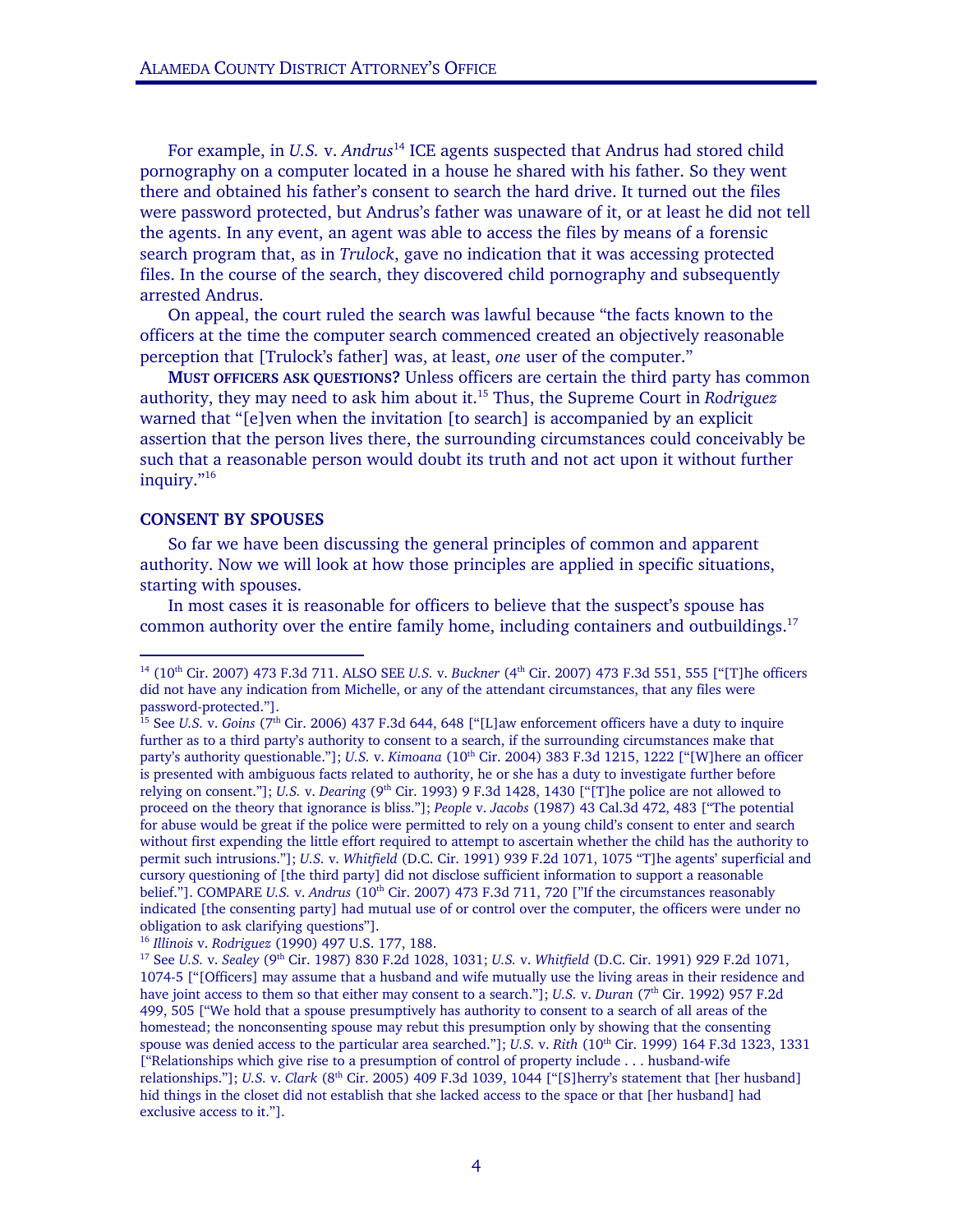For example, in *U.S.* v. *Andrus*[14] ICE agents suspected that Andrus had stored child pornography on a computer located in a house he shared with his father. So they went there and obtained his father's consent to search the hard drive. It turned out the files were password protected, but Andrus's father was unaware of it, or at least he did not tell the agents. In any event, an agent was able to access the files by means of a forensic search program that, as in *Trulock*, gave no indication that it was accessing protected files. In the course of the search, they discovered child pornography and subsequently arrested Andrus.

On appeal, the court ruled the search was lawful because "the facts known to the officers at the time the computer search commenced created an objectively reasonable perception that [Trulock's father] was, at least, *one* user of the computer."

**MUST OFFICERS ASK QUESTIONS?** Unless officers are certain the third party has common authority, they may need to ask him about it.[15] Thus, the Supreme Court in *Rodriguez* warned that "[e]ven when the invitation [to search] is accompanied by an explicit assertion that the person lives there, the surrounding circumstances could conceivably be such that a reasonable person would doubt its truth and not act upon it without further inquiry."[16]

### CONSENT BY SPOUSES

So far we have been discussing the general principles of common and apparent authority. Now we will look at how those principles are applied in specific situations, starting with spouses.

In most cases it is reasonable for officers to believe that the suspect's spouse has common authority over the entire family home, including containers and outbuildings.[17]

---

[14] (10th Cir. 2007) 473 F.3d 711. ALSO SEE *U.S.* v. *Buckner* (4th Cir. 2007) 473 F.3d 551, 555 ["[T]he officers did not have any indication from Michelle, or any of the attendant circumstances, that any files were password-protected."].

[15] See *U.S.* v. *Goins* (7th Cir. 2006) 437 F.3d 644, 648 ["[L]aw enforcement officers have a duty to inquire further as to a third party's authority to consent to a search, if the surrounding circumstances make that party's authority questionable."]; *U.S.* v. *Kimoana* (10th Cir. 2004) 383 F.3d 1215, 1222 ["[W]here an officer is presented with ambiguous facts related to authority, he or she has a duty to investigate further before relying on consent."]; *U.S.* v. *Dearing* (9th Cir. 1993) 9 F.3d 1428, 1430 ["[T]he police are not allowed to proceed on the theory that ignorance is bliss."]; *People* v. *Jacobs* (1987) 43 Cal.3d 472, 483 ["The potential for abuse would be great if the police were permitted to rely on a young child's consent to enter and search without first expending the little effort required to attempt to ascertain whether the child has the authority to permit such intrusions."]; *U.S.* v. *Whitfield* (D.C. Cir. 1991) 939 F.2d 1071, 1075 "T]he agents' superficial and cursory questioning of [the third party] did not disclose sufficient information to support a reasonable belief."]. COMPARE *U.S.* v. *Andrus* (10th Cir. 2007) 473 F.3d 711, 720 ["If the circumstances reasonably indicated [the consenting party] had mutual use of or control over the computer, the officers were under no obligation to ask clarifying questions"].

[16] *Illinois* v. *Rodriguez* (1990) 497 U.S. 177, 188.

[17] See *U.S.* v. *Sealey* (9th Cir. 1987) 830 F.2d 1028, 1031; *U.S.* v. *Whitfield* (D.C. Cir. 1991) 929 F.2d 1071, 1074-5 ["[Officers] may assume that a husband and wife mutually use the living areas in their residence and have joint access to them so that either may consent to a search."]; *U.S.* v. *Duran* (7th Cir. 1992) 957 F.2d 499, 505 ["We hold that a spouse presumptively has authority to consent to a search of all areas of the homestead; the nonconsenting spouse may rebut this presumption only by showing that the consenting spouse was denied access to the particular area searched."]; *U.S.* v. *Rith* (10th Cir. 1999) 164 F.3d 1323, 1331 ["Relationships which give rise to a presumption of control of property include . . . husband-wife relationships."]; *U.S.* v. *Clark* (8th Cir. 2005) 409 F.3d 1039, 1044 ["[S]herry's statement that [her husband] hid things in the closet did not establish that she lacked access to the space or that [her husband] had exclusive access to it."].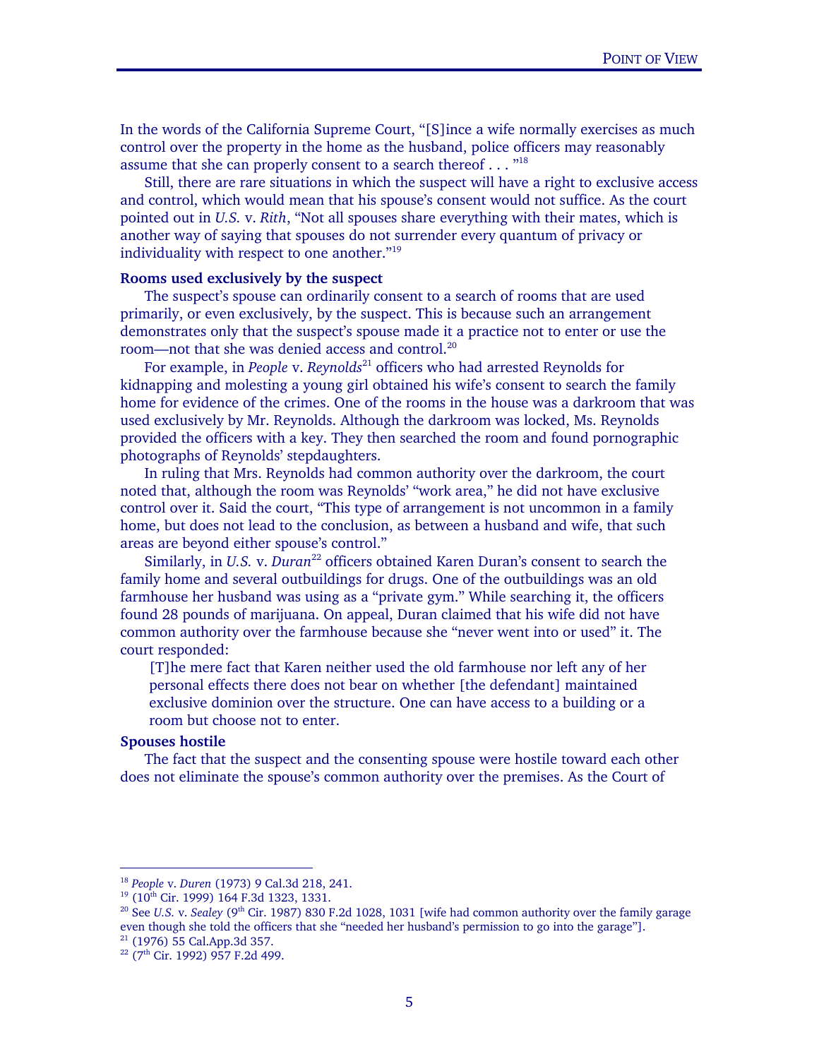In the words of the California Supreme Court, "[S]ince a wife normally exercises as much control over the property in the home as the husband, police officers may reasonably assume that she can properly consent to a search thereof . . . "[18]

Still, there are rare situations in which the suspect will have a right to exclusive access and control, which would mean that his spouse's consent would not suffice. As the court pointed out in *U.S.* v. *Rith*, "Not all spouses share everything with their mates, which is another way of saying that spouses do not surrender every quantum of privacy or individuality with respect to one another."[19]

**Rooms used exclusively by the suspect**

The suspect's spouse can ordinarily consent to a search of rooms that are used primarily, or even exclusively, by the suspect. This is because such an arrangement demonstrates only that the suspect's spouse made it a practice not to enter or use the room—not that she was denied access and control.[20]

For example, in *People* v. *Reynolds*[21] officers who had arrested Reynolds for kidnapping and molesting a young girl obtained his wife's consent to search the family home for evidence of the crimes. One of the rooms in the house was a darkroom that was used exclusively by Mr. Reynolds. Although the darkroom was locked, Ms. Reynolds provided the officers with a key. They then searched the room and found pornographic photographs of Reynolds' stepdaughters.

In ruling that Mrs. Reynolds had common authority over the darkroom, the court noted that, although the room was Reynolds' "work area," he did not have exclusive control over it. Said the court, "This type of arrangement is not uncommon in a family home, but does not lead to the conclusion, as between a husband and wife, that such areas are beyond either spouse's control."

Similarly, in *U.S.* v. *Duran*[22] officers obtained Karen Duran's consent to search the family home and several outbuildings for drugs. One of the outbuildings was an old farmhouse her husband was using as a "private gym." While searching it, the officers found 28 pounds of marijuana. On appeal, Duran claimed that his wife did not have common authority over the farmhouse because she "never went into or used" it. The court responded:

> [T]he mere fact that Karen neither used the old farmhouse nor left any of her personal effects there does not bear on whether [the defendant] maintained exclusive dominion over the structure. One can have access to a building or a room but choose not to enter.

**Spouses hostile**

The fact that the suspect and the consenting spouse were hostile toward each other does not eliminate the spouse's common authority over the premises. As the Court of

---

[18] *People* v. *Duren* (1973) 9 Cal.3d 218, 241.

[19] (10th Cir. 1999) 164 F.3d 1323, 1331.

[20] See *U.S.* v. *Sealey* (9th Cir. 1987) 830 F.2d 1028, 1031 [wife had common authority over the family garage even though she told the officers that she "needed her husband's permission to go into the garage"].

[21] (1976) 55 Cal.App.3d 357.

[22] (7th Cir. 1992) 957 F.2d 499.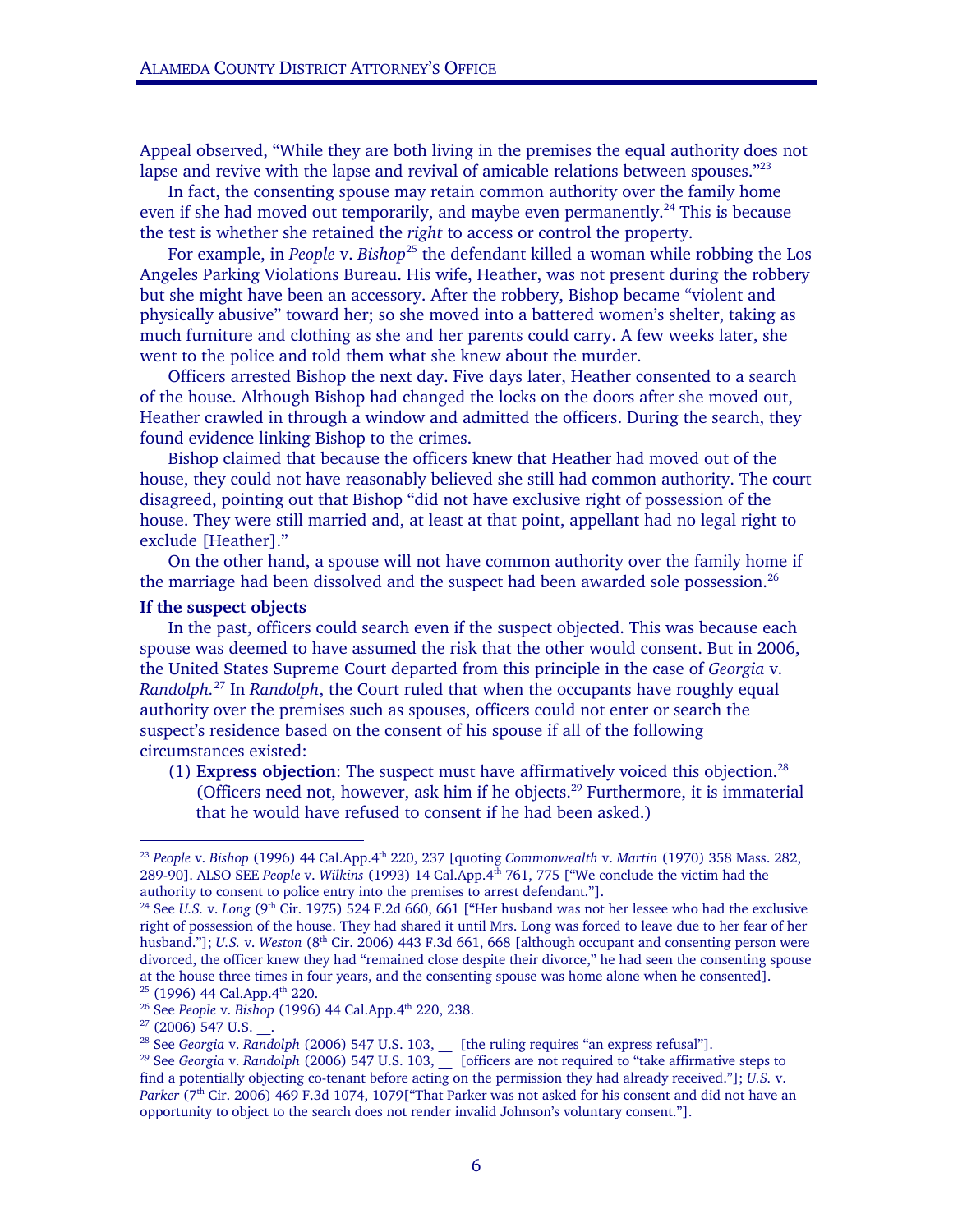Appeal observed, "While they are both living in the premises the equal authority does not lapse and revive with the lapse and revival of amicable relations between spouses."[23]

In fact, the consenting spouse may retain common authority over the family home even if she had moved out temporarily, and maybe even permanently.[24] This is because the test is whether she retained the *right* to access or control the property.

For example, in *People* v. *Bishop*[25] the defendant killed a woman while robbing the Los Angeles Parking Violations Bureau. His wife, Heather, was not present during the robbery but she might have been an accessory. After the robbery, Bishop became "violent and physically abusive" toward her; so she moved into a battered women's shelter, taking as much furniture and clothing as she and her parents could carry. A few weeks later, she went to the police and told them what she knew about the murder.

Officers arrested Bishop the next day. Five days later, Heather consented to a search of the house. Although Bishop had changed the locks on the doors after she moved out, Heather crawled in through a window and admitted the officers. During the search, they found evidence linking Bishop to the crimes.

Bishop claimed that because the officers knew that Heather had moved out of the house, they could not have reasonably believed she still had common authority. The court disagreed, pointing out that Bishop "did not have exclusive right of possession of the house. They were still married and, at least at that point, appellant had no legal right to exclude [Heather]."

On the other hand, a spouse will not have common authority over the family home if the marriage had been dissolved and the suspect had been awarded sole possession.[26]

**If the suspect objects**

In the past, officers could search even if the suspect objected. This was because each spouse was deemed to have assumed the risk that the other would consent. But in 2006, the United States Supreme Court departed from this principle in the case of *Georgia* v. *Randolph*.[27] In *Randolph*, the Court ruled that when the occupants have roughly equal authority over the premises such as spouses, officers could not enter or search the suspect's residence based on the consent of his spouse if all of the following circumstances existed:

(1) **Express objection**: The suspect must have affirmatively voiced this objection.[28] (Officers need not, however, ask him if he objects.[29] Furthermore, it is immaterial that he would have refused to consent if he had been asked.)

---

[23] *People* v. *Bishop* (1996) 44 Cal.App.4th 220, 237 [quoting *Commonwealth* v. *Martin* (1970) 358 Mass. 282, 289-90]. ALSO SEE *People* v. *Wilkins* (1993) 14 Cal.App.4th 761, 775 ["We conclude the victim had the authority to consent to police entry into the premises to arrest defendant."].

[24] See *U.S.* v. *Long* (9th Cir. 1975) 524 F.2d 660, 661 ["Her husband was not her lessee who had the exclusive right of possession of the house. They had shared it until Mrs. Long was forced to leave due to her fear of her husband."]; *U.S.* v. *Weston* (8th Cir. 2006) 443 F.3d 661, 668 [although occupant and consenting person were divorced, the officer knew they had "remained close despite their divorce," he had seen the consenting spouse at the house three times in four years, and the consenting spouse was home alone when he consented].

[25] (1996) 44 Cal.App.4th 220.

[26] See *People* v. *Bishop* (1996) 44 Cal.App.4th 220, 238.

[27] (2006) 547 U.S. __.

[28] See *Georgia* v. *Randolph* (2006) 547 U.S. 103, __ [the ruling requires "an express refusal"].

[29] See *Georgia* v. *Randolph* (2006) 547 U.S. 103, __ [officers are not required to "take affirmative steps to find a potentially objecting co-tenant before acting on the permission they had already received."]; *U.S.* v. *Parker* (7th Cir. 2006) 469 F.3d 1074, 1079["That Parker was not asked for his consent and did not have an opportunity to object to the search does not render invalid Johnson's voluntary consent."].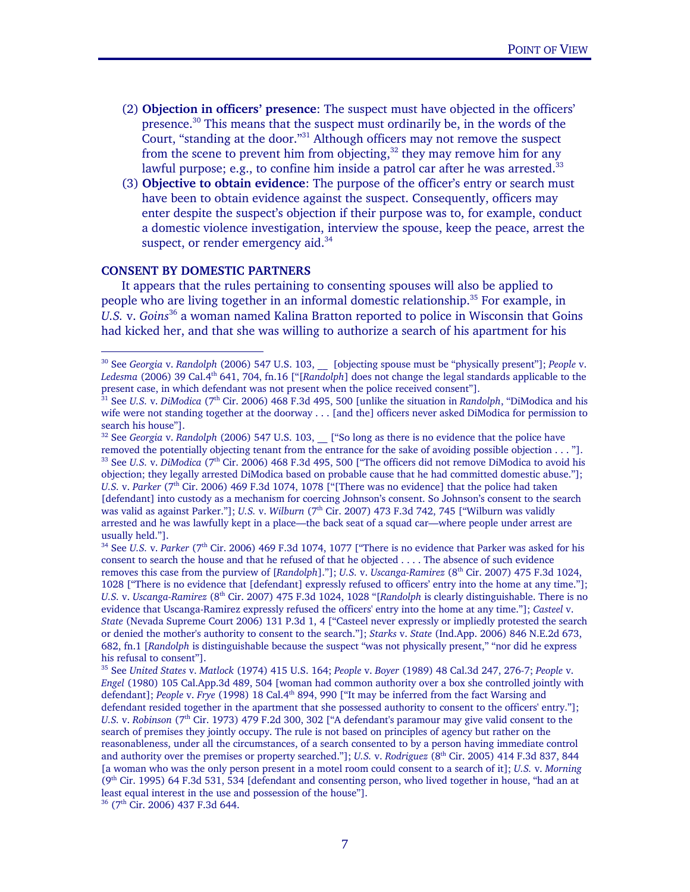(2) **Objection in officers' presence**: The suspect must have objected in the officers' presence.[30] This means that the suspect must ordinarily be, in the words of the Court, "standing at the door."[31] Although officers may not remove the suspect from the scene to prevent him from objecting,[32] they may remove him for any lawful purpose; e.g., to confine him inside a patrol car after he was arrested.[33]

(3) **Objective to obtain evidence**: The purpose of the officer's entry or search must have been to obtain evidence against the suspect. Consequently, officers may enter despite the suspect's objection if their purpose was to, for example, conduct a domestic violence investigation, interview the spouse, keep the peace, arrest the suspect, or render emergency aid.[34]

**CONSENT BY DOMESTIC PARTNERS**

It appears that the rules pertaining to consenting spouses will also be applied to people who are living together in an informal domestic relationship.[35] For example, in *U.S.* v. *Goins*[36] a woman named Kalina Bratton reported to police in Wisconsin that Goins had kicked her, and that she was willing to authorize a search of his apartment for his

---

[30] See *Georgia* v. *Randolph* (2006) 547 U.S. 103, __ [objecting spouse must be "physically present"]; *People* v. *Ledesma* (2006) 39 Cal.4th 641, 704, fn.16 ["[*Randolph*] does not change the legal standards applicable to the present case, in which defendant was not present when the police received consent"].

[31] See *U.S.* v. *DiModica* (7th Cir. 2006) 468 F.3d 495, 500 [unlike the situation in *Randolph*, "DiModica and his wife were not standing together at the doorway . . . [and the] officers never asked DiModica for permission to search his house"].

[32] See *Georgia* v. *Randolph* (2006) 547 U.S. 103, __ ["So long as there is no evidence that the police have removed the potentially objecting tenant from the entrance for the sake of avoiding possible objection . . . "].

[33] See *U.S.* v. *DiModica* (7th Cir. 2006) 468 F.3d 495, 500 ["The officers did not remove DiModica to avoid his objection; they legally arrested DiModica based on probable cause that he had committed domestic abuse."]; *U.S.* v. *Parker* (7th Cir. 2006) 469 F.3d 1074, 1078 ["[There was no evidence] that the police had taken [defendant] into custody as a mechanism for coercing Johnson's consent. So Johnson's consent to the search was valid as against Parker."]; *U.S.* v. *Wilburn* (7th Cir. 2007) 473 F.3d 742, 745 ["Wilburn was validly arrested and he was lawfully kept in a place—the back seat of a squad car—where people under arrest are usually held."].

[34] See *U.S.* v. *Parker* (7th Cir. 2006) 469 F.3d 1074, 1077 ["There is no evidence that Parker was asked for his consent to search the house and that he refused of that he objected . . . . The absence of such evidence removes this case from the purview of [*Randolph*]."]; *U.S.* v. *Uscanga-Ramirez* (8th Cir. 2007) 475 F.3d 1024, 1028 ["There is no evidence that [defendant] expressly refused to officers' entry into the home at any time."]; *U.S.* v. *Uscanga-Ramirez* (8th Cir. 2007) 475 F.3d 1024, 1028 "[*Randolph* is clearly distinguishable. There is no evidence that Uscanga-Ramirez expressly refused the officers' entry into the home at any time."]; *Casteel* v. *State* (Nevada Supreme Court 2006) 131 P.3d 1, 4 ["Casteel never expressly or impliedly protested the search or denied the mother's authority to consent to the search."]; *Starks* v. *State* (Ind.App. 2006) 846 N.E.2d 673, 682, fn.1 [*Randolph* is distinguishable because the suspect "was not physically present," "nor did he express his refusal to consent"].

[35] See *United States* v. *Matlock* (1974) 415 U.S. 164; *People* v. *Boyer* (1989) 48 Cal.3d 247, 276-7; *People* v. *Engel* (1980) 105 Cal.App.3d 489, 504 [woman had common authority over a box she controlled jointly with defendant]; *People* v. *Frye* (1998) 18 Cal.4th 894, 990 ["It may be inferred from the fact Warsing and defendant resided together in the apartment that she possessed authority to consent to the officers' entry."]; *U.S.* v. *Robinson* (7th Cir. 1973) 479 F.2d 300, 302 ["A defendant's paramour may give valid consent to the search of premises they jointly occupy. The rule is not based on principles of agency but rather on the reasonableness, under all the circumstances, of a search consented to by a person having immediate control and authority over the premises or property searched."]; *U.S.* v. *Rodriguez* (8th Cir. 2005) 414 F.3d 837, 844 [a woman who was the only person present in a motel room could consent to a search of it]; *U.S.* v. *Morning* (9th Cir. 1995) 64 F.3d 531, 534 [defendant and consenting person, who lived together in house, "had an at least equal interest in the use and possession of the house"].

[36] (7th Cir. 2006) 437 F.3d 644.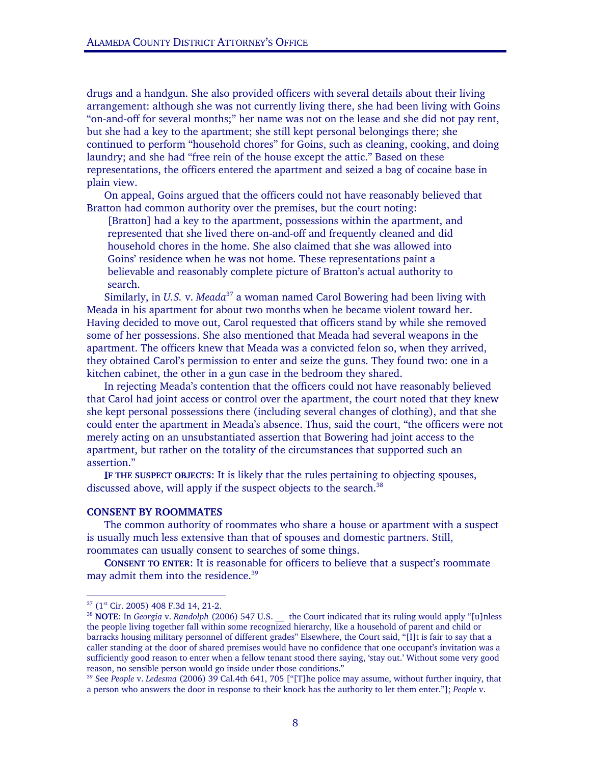drugs and a handgun. She also provided officers with several details about their living arrangement: although she was not currently living there, she had been living with Goins "on-and-off for several months;" her name was not on the lease and she did not pay rent, but she had a key to the apartment; she still kept personal belongings there; she continued to perform "household chores" for Goins, such as cleaning, cooking, and doing laundry; and she had "free rein of the house except the attic." Based on these representations, the officers entered the apartment and seized a bag of cocaine base in plain view.

On appeal, Goins argued that the officers could not have reasonably believed that Bratton had common authority over the premises, but the court noting:

> [Bratton] had a key to the apartment, possessions within the apartment, and represented that she lived there on-and-off and frequently cleaned and did household chores in the home. She also claimed that she was allowed into Goins' residence when he was not home. These representations paint a believable and reasonably complete picture of Bratton's actual authority to search.

Similarly, in *U.S.* v. *Meada*[37] a woman named Carol Bowering had been living with Meada in his apartment for about two months when he became violent toward her. Having decided to move out, Carol requested that officers stand by while she removed some of her possessions. She also mentioned that Meada had several weapons in the apartment. The officers knew that Meada was a convicted felon so, when they arrived, they obtained Carol's permission to enter and seize the guns. They found two: one in a kitchen cabinet, the other in a gun case in the bedroom they shared.

In rejecting Meada's contention that the officers could not have reasonably believed that Carol had joint access or control over the apartment, the court noted that they knew she kept personal possessions there (including several changes of clothing), and that she could enter the apartment in Meada's absence. Thus, said the court, "the officers were not merely acting on an unsubstantiated assertion that Bowering had joint access to the apartment, but rather on the totality of the circumstances that supported such an assertion."

**IF THE SUSPECT OBJECTS**: It is likely that the rules pertaining to objecting spouses, discussed above, will apply if the suspect objects to the search.[38]

### CONSENT BY ROOMMATES

The common authority of roommates who share a house or apartment with a suspect is usually much less extensive than that of spouses and domestic partners. Still, roommates can usually consent to searches of some things.

**CONSENT TO ENTER**: It is reasonable for officers to believe that a suspect's roommate may admit them into the residence.[39]

---

[37] (1st Cir. 2005) 408 F.3d 14, 21-2.

[38] **NOTE**: In *Georgia* v. *Randolph* (2006) 547 U.S. __ the Court indicated that its ruling would apply "[u]nless the people living together fall within some recognized hierarchy, like a household of parent and child or barracks housing military personnel of different grades" Elsewhere, the Court said, "[I]t is fair to say that a caller standing at the door of shared premises would have no confidence that one occupant's invitation was a sufficiently good reason to enter when a fellow tenant stood there saying, 'stay out.' Without some very good reason, no sensible person would go inside under those conditions."

[39] See *People* v. *Ledesma* (2006) 39 Cal.4th 641, 705 ["[T]he police may assume, without further inquiry, that a person who answers the door in response to their knock has the authority to let them enter."]; *People* v.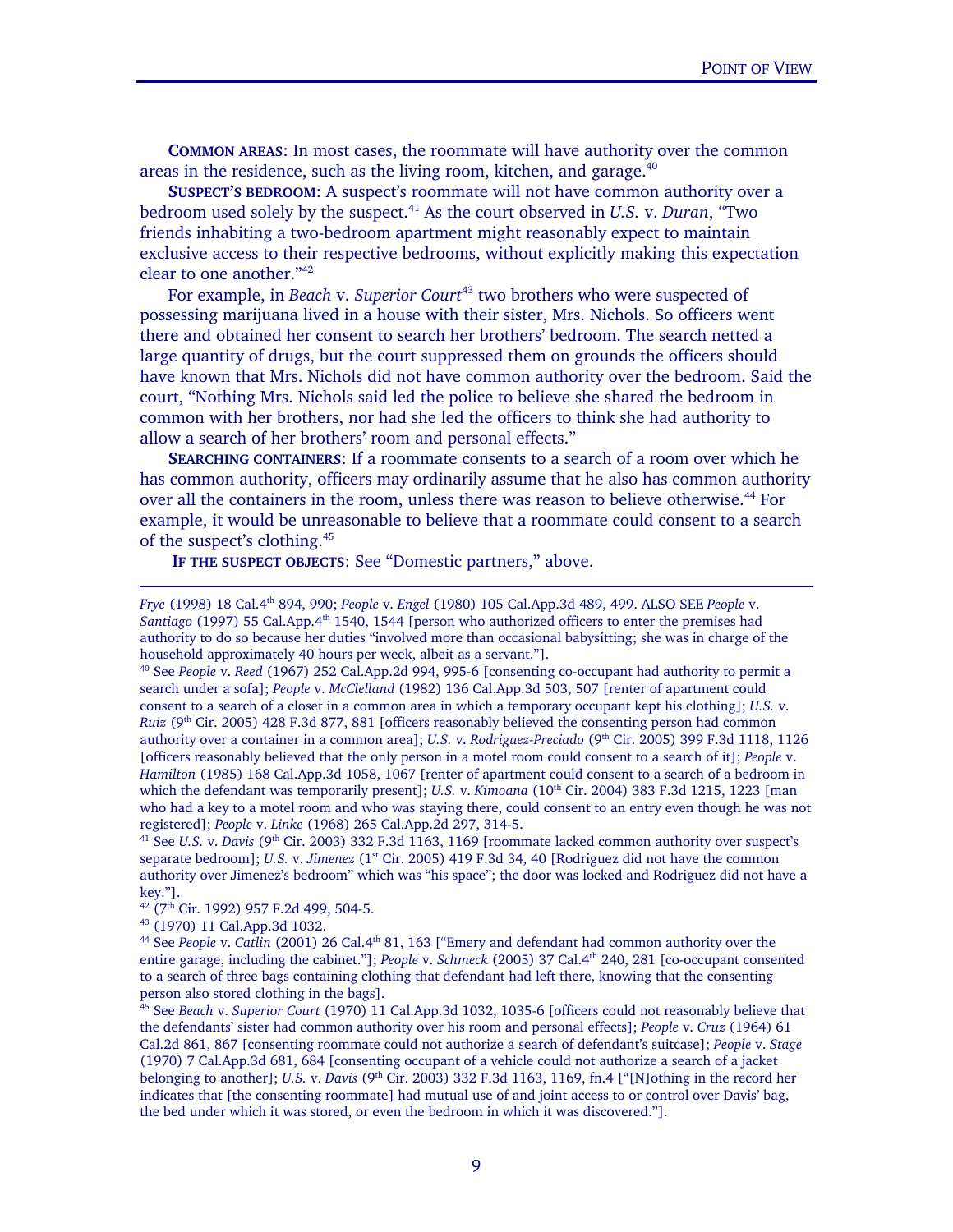**COMMON AREAS**: In most cases, the roommate will have authority over the common areas in the residence, such as the living room, kitchen, and garage.[40]

**SUSPECT'S BEDROOM**: A suspect's roommate will not have common authority over a bedroom used solely by the suspect.[41] As the court observed in *U.S.* v. *Duran*, "Two friends inhabiting a two-bedroom apartment might reasonably expect to maintain exclusive access to their respective bedrooms, without explicitly making this expectation clear to one another."[42]

For example, in *Beach* v. *Superior Court*[43] two brothers who were suspected of possessing marijuana lived in a house with their sister, Mrs. Nichols. So officers went there and obtained her consent to search her brothers' bedroom. The search netted a large quantity of drugs, but the court suppressed them on grounds the officers should have known that Mrs. Nichols did not have common authority over the bedroom. Said the court, "Nothing Mrs. Nichols said led the police to believe she shared the bedroom in common with her brothers, nor had she led the officers to think she had authority to allow a search of her brothers' room and personal effects."

**SEARCHING CONTAINERS**: If a roommate consents to a search of a room over which he has common authority, officers may ordinarily assume that he also has common authority over all the containers in the room, unless there was reason to believe otherwise.[44] For example, it would be unreasonable to believe that a roommate could consent to a search of the suspect's clothing.[45]

**IF THE SUSPECT OBJECTS**: See "Domestic partners," above.

---

*Frye* (1998) 18 Cal.4th 894, 990; *People* v. *Engel* (1980) 105 Cal.App.3d 489, 499. ALSO SEE *People* v. *Santiago* (1997) 55 Cal.App.4th 1540, 1544 [person who authorized officers to enter the premises had authority to do so because her duties "involved more than occasional babysitting; she was in charge of the household approximately 40 hours per week, albeit as a servant."].

[40] See *People* v. *Reed* (1967) 252 Cal.App.2d 994, 995-6 [consenting co-occupant had authority to permit a search under a sofa]; *People* v. *McClelland* (1982) 136 Cal.App.3d 503, 507 [renter of apartment could consent to a search of a closet in a common area in which a temporary occupant kept his clothing]; *U.S.* v. *Ruiz* (9th Cir. 2005) 428 F.3d 877, 881 [officers reasonably believed the consenting person had common authority over a container in a common area]; *U.S.* v. *Rodriguez-Preciado* (9th Cir. 2005) 399 F.3d 1118, 1126 [officers reasonably believed that the only person in a motel room could consent to a search of it]; *People* v. *Hamilton* (1985) 168 Cal.App.3d 1058, 1067 [renter of apartment could consent to a search of a bedroom in which the defendant was temporarily present]; *U.S.* v. *Kimoana* (10th Cir. 2004) 383 F.3d 1215, 1223 [man who had a key to a motel room and who was staying there, could consent to an entry even though he was not registered]; *People* v. *Linke* (1968) 265 Cal.App.2d 297, 314-5.

[41] See *U.S.* v. *Davis* (9th Cir. 2003) 332 F.3d 1163, 1169 [roommate lacked common authority over suspect's separate bedroom]; *U.S.* v. *Jimenez* (1st Cir. 2005) 419 F.3d 34, 40 [Rodriguez did not have the common authority over Jimenez's bedroom" which was "his space"; the door was locked and Rodriguez did not have a key."].

[42] (7th Cir. 1992) 957 F.2d 499, 504-5.

[43] (1970) 11 Cal.App.3d 1032.

[44] See *People* v. *Catlin* (2001) 26 Cal.4th 81, 163 ["Emery and defendant had common authority over the entire garage, including the cabinet."]; *People* v. *Schmeck* (2005) 37 Cal.4th 240, 281 [co-occupant consented to a search of three bags containing clothing that defendant had left there, knowing that the consenting person also stored clothing in the bags].

[45] See *Beach* v. *Superior Court* (1970) 11 Cal.App.3d 1032, 1035-6 [officers could not reasonably believe that the defendants' sister had common authority over his room and personal effects]; *People* v. *Cruz* (1964) 61 Cal.2d 861, 867 [consenting roommate could not authorize a search of defendant's suitcase]; *People* v. *Stage* (1970) 7 Cal.App.3d 681, 684 [consenting occupant of a vehicle could not authorize a search of a jacket belonging to another]; *U.S.* v. *Davis* (9th Cir. 2003) 332 F.3d 1163, 1169, fn.4 ["[N]othing in the record her indicates that [the consenting roommate] had mutual use of and joint access to or control over Davis' bag, the bed under which it was stored, or even the bedroom in which it was discovered."].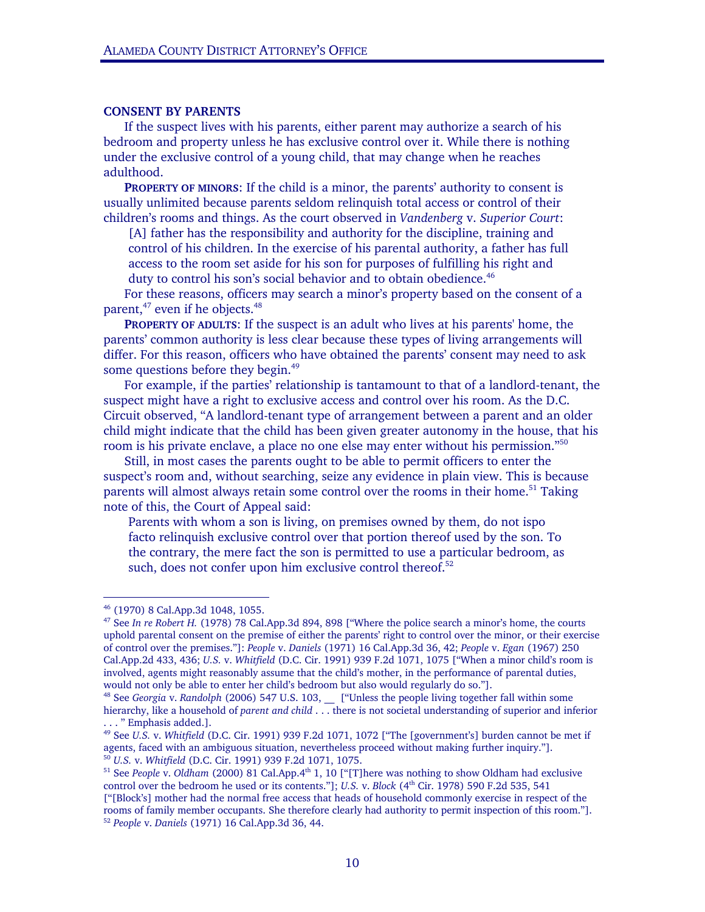### CONSENT BY PARENTS

If the suspect lives with his parents, either parent may authorize a search of his bedroom and property unless he has exclusive control over it. While there is nothing under the exclusive control of a young child, that may change when he reaches adulthood.

**PROPERTY OF MINORS**: If the child is a minor, the parents' authority to consent is usually unlimited because parents seldom relinquish total access or control of their children's rooms and things. As the court observed in *Vandenberg* v. *Superior Court*:

> [A] father has the responsibility and authority for the discipline, training and control of his children. In the exercise of his parental authority, a father has full access to the room set aside for his son for purposes of fulfilling his right and duty to control his son's social behavior and to obtain obedience.[46]

For these reasons, officers may search a minor's property based on the consent of a parent,[47] even if he objects.[48]

**PROPERTY OF ADULTS**: If the suspect is an adult who lives at his parents' home, the parents' common authority is less clear because these types of living arrangements will differ. For this reason, officers who have obtained the parents' consent may need to ask some questions before they begin.[49]

For example, if the parties' relationship is tantamount to that of a landlord-tenant, the suspect might have a right to exclusive access and control over his room. As the D.C. Circuit observed, "A landlord-tenant type of arrangement between a parent and an older child might indicate that the child has been given greater autonomy in the house, that his room is his private enclave, a place no one else may enter without his permission."[50]

Still, in most cases the parents ought to be able to permit officers to enter the suspect's room and, without searching, seize any evidence in plain view. This is because parents will almost always retain some control over the rooms in their home.[51] Taking note of this, the Court of Appeal said:

> Parents with whom a son is living, on premises owned by them, do not ispo facto relinquish exclusive control over that portion thereof used by the son. To the contrary, the mere fact the son is permitted to use a particular bedroom, as such, does not confer upon him exclusive control thereof.[52]

---

[46] (1970) 8 Cal.App.3d 1048, 1055.

[47] See *In re Robert H.* (1978) 78 Cal.App.3d 894, 898 ["Where the police search a minor's home, the courts uphold parental consent on the premise of either the parents' right to control over the minor, or their exercise of control over the premises."]: *People* v. *Daniels* (1971) 16 Cal.App.3d 36, 42; *People* v. *Egan* (1967) 250 Cal.App.2d 433, 436; *U.S.* v. *Whitfield* (D.C. Cir. 1991) 939 F.2d 1071, 1075 ["When a minor child's room is involved, agents might reasonably assume that the child's mother, in the performance of parental duties, would not only be able to enter her child's bedroom but also would regularly do so."].

[48] See *Georgia* v. *Randolph* (2006) 547 U.S. 103, __ ["Unless the people living together fall within some hierarchy, like a household of *parent and child* . . . there is not societal understanding of superior and inferior . . . " Emphasis added.].

[49] See *U.S.* v. *Whitfield* (D.C. Cir. 1991) 939 F.2d 1071, 1072 ["The [government's] burden cannot be met if agents, faced with an ambiguous situation, nevertheless proceed without making further inquiry."].

[50] *U.S.* v. *Whitfield* (D.C. Cir. 1991) 939 F.2d 1071, 1075.

[51] See *People* v. *Oldham* (2000) 81 Cal.App.4th 1, 10 ["[T]here was nothing to show Oldham had exclusive control over the bedroom he used or its contents."]; *U.S.* v. *Block* (4th Cir. 1978) 590 F.2d 535, 541 ["[Block's] mother had the normal free access that heads of household commonly exercise in respect of the rooms of family member occupants. She therefore clearly had authority to permit inspection of this room."].

[52] *People* v. *Daniels* (1971) 16 Cal.App.3d 36, 44.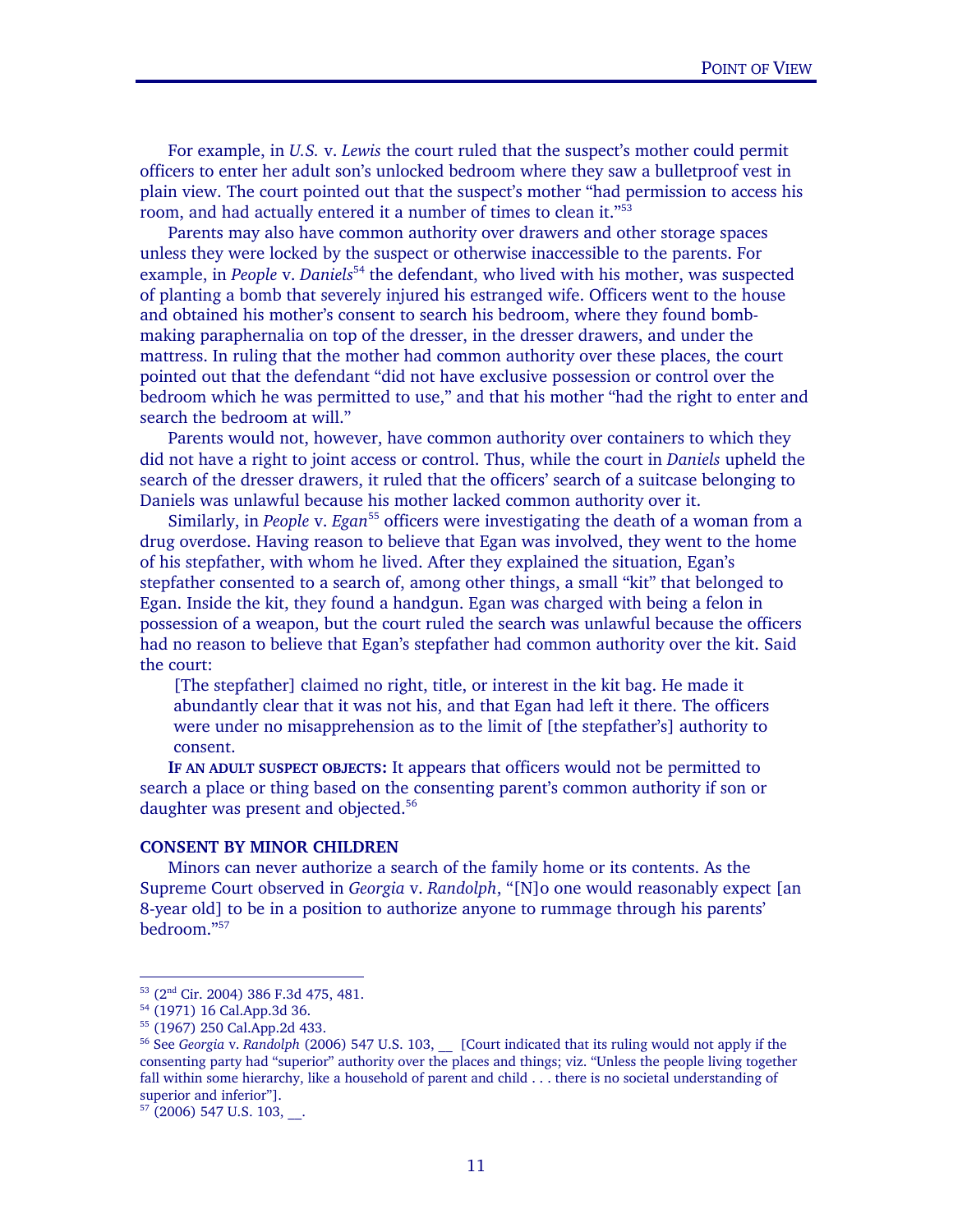For example, in *U.S.* v. *Lewis* the court ruled that the suspect's mother could permit officers to enter her adult son's unlocked bedroom where they saw a bulletproof vest in plain view. The court pointed out that the suspect's mother "had permission to access his room, and had actually entered it a number of times to clean it."[53]

Parents may also have common authority over drawers and other storage spaces unless they were locked by the suspect or otherwise inaccessible to the parents. For example, in *People* v. *Daniels*[54] the defendant, who lived with his mother, was suspected of planting a bomb that severely injured his estranged wife. Officers went to the house and obtained his mother's consent to search his bedroom, where they found bomb-making paraphernalia on top of the dresser, in the dresser drawers, and under the mattress. In ruling that the mother had common authority over these places, the court pointed out that the defendant "did not have exclusive possession or control over the bedroom which he was permitted to use," and that his mother "had the right to enter and search the bedroom at will."

Parents would not, however, have common authority over containers to which they did not have a right to joint access or control. Thus, while the court in *Daniels* upheld the search of the dresser drawers, it ruled that the officers' search of a suitcase belonging to Daniels was unlawful because his mother lacked common authority over it.

Similarly, in *People* v. *Egan*[55] officers were investigating the death of a woman from a drug overdose. Having reason to believe that Egan was involved, they went to the home of his stepfather, with whom he lived. After they explained the situation, Egan's stepfather consented to a search of, among other things, a small "kit" that belonged to Egan. Inside the kit, they found a handgun. Egan was charged with being a felon in possession of a weapon, but the court ruled the search was unlawful because the officers had no reason to believe that Egan's stepfather had common authority over the kit. Said the court:

> [The stepfather] claimed no right, title, or interest in the kit bag. He made it abundantly clear that it was not his, and that Egan had left it there. The officers were under no misapprehension as to the limit of [the stepfather's] authority to consent.

**IF AN ADULT SUSPECT OBJECTS:** It appears that officers would not be permitted to search a place or thing based on the consenting parent's common authority if son or daughter was present and objected.[56]

### CONSENT BY MINOR CHILDREN

Minors can never authorize a search of the family home or its contents. As the Supreme Court observed in *Georgia* v. *Randolph*, "[N]o one would reasonably expect [an 8-year old] to be in a position to authorize anyone to rummage through his parents' bedroom."[57]

---

[53] (2nd Cir. 2004) 386 F.3d 475, 481.

[54] (1971) 16 Cal.App.3d 36.

[55] (1967) 250 Cal.App.2d 433.

[56] See *Georgia* v. *Randolph* (2006) 547 U.S. 103, __ [Court indicated that its ruling would not apply if the consenting party had "superior" authority over the places and things; viz. "Unless the people living together fall within some hierarchy, like a household of parent and child . . . there is no societal understanding of superior and inferior"].

[57] (2006) 547 U.S. 103, __.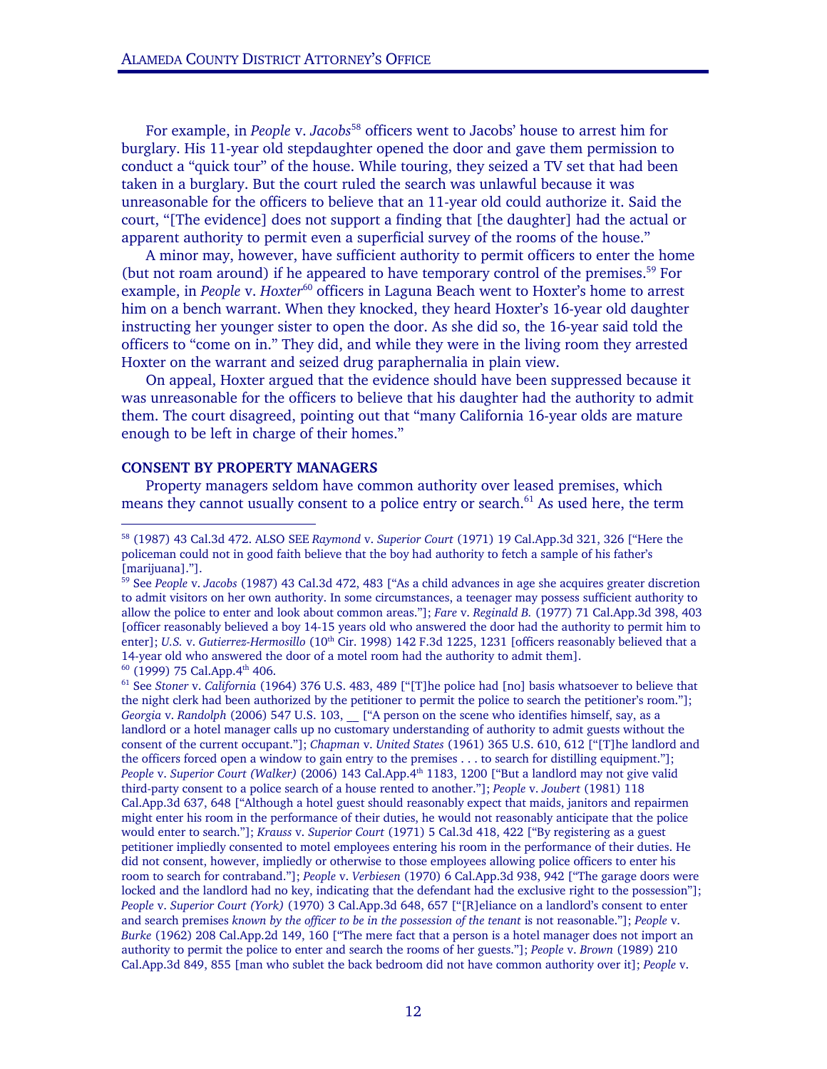For example, in *People* v. *Jacobs*[58] officers went to Jacobs' house to arrest him for burglary. His 11-year old stepdaughter opened the door and gave them permission to conduct a "quick tour" of the house. While touring, they seized a TV set that had been taken in a burglary. But the court ruled the search was unlawful because it was unreasonable for the officers to believe that an 11-year old could authorize it. Said the court, "[The evidence] does not support a finding that [the daughter] had the actual or apparent authority to permit even a superficial survey of the rooms of the house."

A minor may, however, have sufficient authority to permit officers to enter the home (but not roam around) if he appeared to have temporary control of the premises.[59] For example, in *People* v. *Hoxter*[60] officers in Laguna Beach went to Hoxter's home to arrest him on a bench warrant. When they knocked, they heard Hoxter's 16-year old daughter instructing her younger sister to open the door. As she did so, the 16-year said told the officers to "come on in." They did, and while they were in the living room they arrested Hoxter on the warrant and seized drug paraphernalia in plain view.

On appeal, Hoxter argued that the evidence should have been suppressed because it was unreasonable for the officers to believe that his daughter had the authority to admit them. The court disagreed, pointing out that "many California 16-year olds are mature enough to be left in charge of their homes."

**CONSENT BY PROPERTY MANAGERS**

Property managers seldom have common authority over leased premises, which means they cannot usually consent to a police entry or search.[61] As used here, the term

---

[58] (1987) 43 Cal.3d 472. ALSO SEE *Raymond* v. *Superior Court* (1971) 19 Cal.App.3d 321, 326 ["Here the policeman could not in good faith believe that the boy had authority to fetch a sample of his father's [marijuana]."].

[59] See *People* v. *Jacobs* (1987) 43 Cal.3d 472, 483 ["As a child advances in age she acquires greater discretion to admit visitors on her own authority. In some circumstances, a teenager may possess sufficient authority to allow the police to enter and look about common areas."]; *Fare* v. *Reginald B.* (1977) 71 Cal.App.3d 398, 403 [officer reasonably believed a boy 14-15 years old who answered the door had the authority to permit him to enter]; *U.S.* v. *Gutierrez-Hermosillo* (10th Cir. 1998) 142 F.3d 1225, 1231 [officers reasonably believed that a 14-year old who answered the door of a motel room had the authority to admit them].

[60] (1999) 75 Cal.App.4th 406.

[61] See *Stoner* v. *California* (1964) 376 U.S. 483, 489 ["[T]he police had [no] basis whatsoever to believe that the night clerk had been authorized by the petitioner to permit the police to search the petitioner's room."]; *Georgia* v. *Randolph* (2006) 547 U.S. 103, __ ["A person on the scene who identifies himself, say, as a landlord or a hotel manager calls up no customary understanding of authority to admit guests without the consent of the current occupant."]; *Chapman* v. *United States* (1961) 365 U.S. 610, 612 ["[T]he landlord and the officers forced open a window to gain entry to the premises . . . to search for distilling equipment."]; *People* v. *Superior Court (Walker)* (2006) 143 Cal.App.4th 1183, 1200 ["But a landlord may not give valid third-party consent to a police search of a house rented to another."]; *People* v. *Joubert* (1981) 118 Cal.App.3d 637, 648 ["Although a hotel guest should reasonably expect that maids, janitors and repairmen might enter his room in the performance of their duties, he would not reasonably anticipate that the police would enter to search."]; *Krauss* v. *Superior Court* (1971) 5 Cal.3d 418, 422 ["By registering as a guest petitioner impliedly consented to motel employees entering his room in the performance of their duties. He did not consent, however, impliedly or otherwise to those employees allowing police officers to enter his room to search for contraband."]; *People* v. *Verbiesen* (1970) 6 Cal.App.3d 938, 942 ["The garage doors were locked and the landlord had no key, indicating that the defendant had the exclusive right to the possession"]; *People* v. *Superior Court (York)* (1970) 3 Cal.App.3d 648, 657 ["[R]eliance on a landlord's consent to enter and search premises *known by the officer to be in the possession of the tenant* is not reasonable."]; *People* v. *Burke* (1962) 208 Cal.App.2d 149, 160 ["The mere fact that a person is a hotel manager does not import an authority to permit the police to enter and search the rooms of her guests."]; *People* v. *Brown* (1989) 210 Cal.App.3d 849, 855 [man who sublet the back bedroom did not have common authority over it]; *People* v.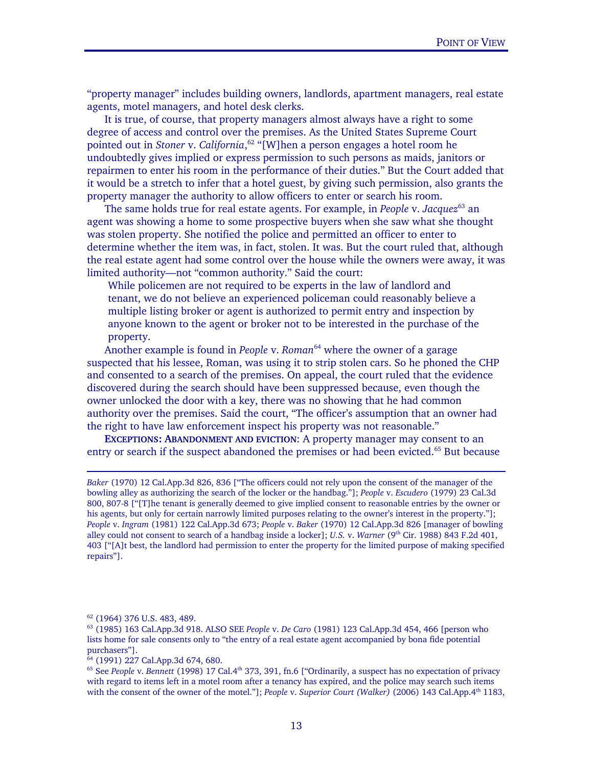"property manager" includes building owners, landlords, apartment managers, real estate agents, motel managers, and hotel desk clerks.

It is true, of course, that property managers almost always have a right to some degree of access and control over the premises. As the United States Supreme Court pointed out in *Stoner* v. *California*,[62] "[W]hen a person engages a hotel room he undoubtedly gives implied or express permission to such persons as maids, janitors or repairmen to enter his room in the performance of their duties." But the Court added that it would be a stretch to infer that a hotel guest, by giving such permission, also grants the property manager the authority to allow officers to enter or search his room.

The same holds true for real estate agents. For example, in *People* v. *Jacquez*[63] an agent was showing a home to some prospective buyers when she saw what she thought was stolen property. She notified the police and permitted an officer to enter to determine whether the item was, in fact, stolen. It was. But the court ruled that, although the real estate agent had some control over the house while the owners were away, it was limited authority—not "common authority." Said the court:

> While policemen are not required to be experts in the law of landlord and tenant, we do not believe an experienced policeman could reasonably believe a multiple listing broker or agent is authorized to permit entry and inspection by anyone known to the agent or broker not to be interested in the purchase of the property.

Another example is found in *People* v. *Roman*[64] where the owner of a garage suspected that his lessee, Roman, was using it to strip stolen cars. So he phoned the CHP and consented to a search of the premises. On appeal, the court ruled that the evidence discovered during the search should have been suppressed because, even though the owner unlocked the door with a key, there was no showing that he had common authority over the premises. Said the court, "The officer's assumption that an owner had the right to have law enforcement inspect his property was not reasonable."

**EXCEPTIONS: ABANDONMENT AND EVICTION**: A property manager may consent to an entry or search if the suspect abandoned the premises or had been evicted.[65] But because

---

*Baker* (1970) 12 Cal.App.3d 826, 836 ["The officers could not rely upon the consent of the manager of the bowling alley as authorizing the search of the locker or the handbag."]; *People* v. *Escudero* (1979) 23 Cal.3d 800, 807-8 ["[T]he tenant is generally deemed to give implied consent to reasonable entries by the owner or his agents, but only for certain narrowly limited purposes relating to the owner's interest in the property."]; *People* v. *Ingram* (1981) 122 Cal.App.3d 673; *People* v. *Baker* (1970) 12 Cal.App.3d 826 [manager of bowling alley could not consent to search of a handbag inside a locker]; *U.S.* v. *Warner* (9th Cir. 1988) 843 F.2d 401, 403 ["[A]t best, the landlord had permission to enter the property for the limited purpose of making specified repairs"].

[62] (1964) 376 U.S. 483, 489.

[63] (1985) 163 Cal.App.3d 918. ALSO SEE *People* v. *De Caro* (1981) 123 Cal.App.3d 454, 466 [person who lists home for sale consents only to "the entry of a real estate agent accompanied by bona fide potential purchasers"].

[64] (1991) 227 Cal.App.3d 674, 680.

[65] See *People* v. *Bennett* (1998) 17 Cal.4th 373, 391, fn.6 ["Ordinarily, a suspect has no expectation of privacy with regard to items left in a motel room after a tenancy has expired, and the police may search such items with the consent of the owner of the motel."]; *People* v. *Superior Court (Walker)* (2006) 143 Cal.App.4th 1183,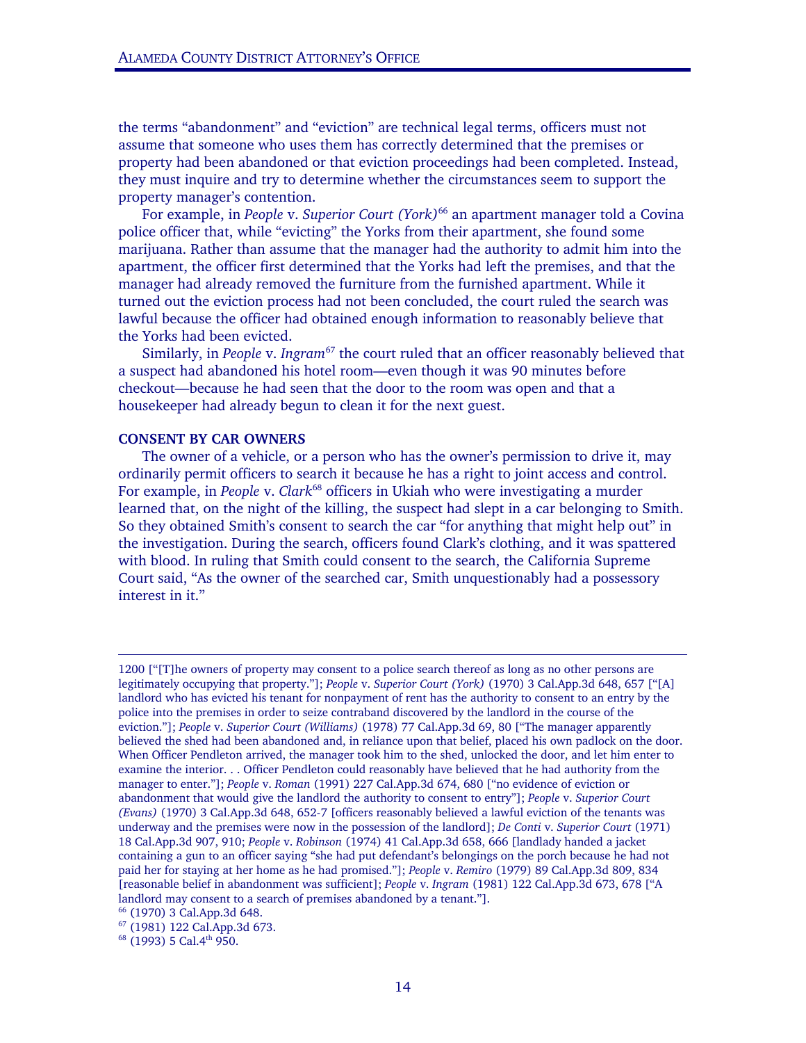the terms "abandonment" and "eviction" are technical legal terms, officers must not assume that someone who uses them has correctly determined that the premises or property had been abandoned or that eviction proceedings had been completed. Instead, they must inquire and try to determine whether the circumstances seem to support the property manager's contention.

For example, in *People* v. *Superior Court (York)*[66] an apartment manager told a Covina police officer that, while "evicting" the Yorks from their apartment, she found some marijuana. Rather than assume that the manager had the authority to admit him into the apartment, the officer first determined that the Yorks had left the premises, and that the manager had already removed the furniture from the furnished apartment. While it turned out the eviction process had not been concluded, the court ruled the search was lawful because the officer had obtained enough information to reasonably believe that the Yorks had been evicted.

Similarly, in *People* v. *Ingram*[67] the court ruled that an officer reasonably believed that a suspect had abandoned his hotel room—even though it was 90 minutes before checkout—because he had seen that the door to the room was open and that a housekeeper had already begun to clean it for the next guest.

**CONSENT BY CAR OWNERS**

The owner of a vehicle, or a person who has the owner's permission to drive it, may ordinarily permit officers to search it because he has a right to joint access and control. For example, in *People* v. *Clark*[68] officers in Ukiah who were investigating a murder learned that, on the night of the killing, the suspect had slept in a car belonging to Smith. So they obtained Smith's consent to search the car "for anything that might help out" in the investigation. During the search, officers found Clark's clothing, and it was spattered with blood. In ruling that Smith could consent to the search, the California Supreme Court said, "As the owner of the searched car, Smith unquestionably had a possessory interest in it."

---

1200 ["[T]he owners of property may consent to a police search thereof as long as no other persons are legitimately occupying that property."]; *People* v. *Superior Court (York)* (1970) 3 Cal.App.3d 648, 657 ["[A] landlord who has evicted his tenant for nonpayment of rent has the authority to consent to an entry by the police into the premises in order to seize contraband discovered by the landlord in the course of the eviction."]; *People* v. *Superior Court (Williams)* (1978) 77 Cal.App.3d 69, 80 ["The manager apparently believed the shed had been abandoned and, in reliance upon that belief, placed his own padlock on the door. When Officer Pendleton arrived, the manager took him to the shed, unlocked the door, and let him enter to examine the interior. . . Officer Pendleton could reasonably have believed that he had authority from the manager to enter."]; *People* v. *Roman* (1991) 227 Cal.App.3d 674, 680 ["no evidence of eviction or abandonment that would give the landlord the authority to consent to entry"]; *People* v. *Superior Court (Evans)* (1970) 3 Cal.App.3d 648, 652-7 [officers reasonably believed a lawful eviction of the tenants was underway and the premises were now in the possession of the landlord]; *De Conti* v. *Superior Court* (1971) 18 Cal.App.3d 907, 910; *People* v. *Robinson* (1974) 41 Cal.App.3d 658, 666 [landlady handed a jacket containing a gun to an officer saying "she had put defendant's belongings on the porch because he had not paid her for staying at her home as he had promised."]; *People* v. *Remiro* (1979) 89 Cal.App.3d 809, 834 [reasonable belief in abandonment was sufficient]; *People* v. *Ingram* (1981) 122 Cal.App.3d 673, 678 ["A landlord may consent to a search of premises abandoned by a tenant."].

[66] (1970) 3 Cal.App.3d 648.

[67] (1981) 122 Cal.App.3d 673.

[68] (1993) 5 Cal.4th 950.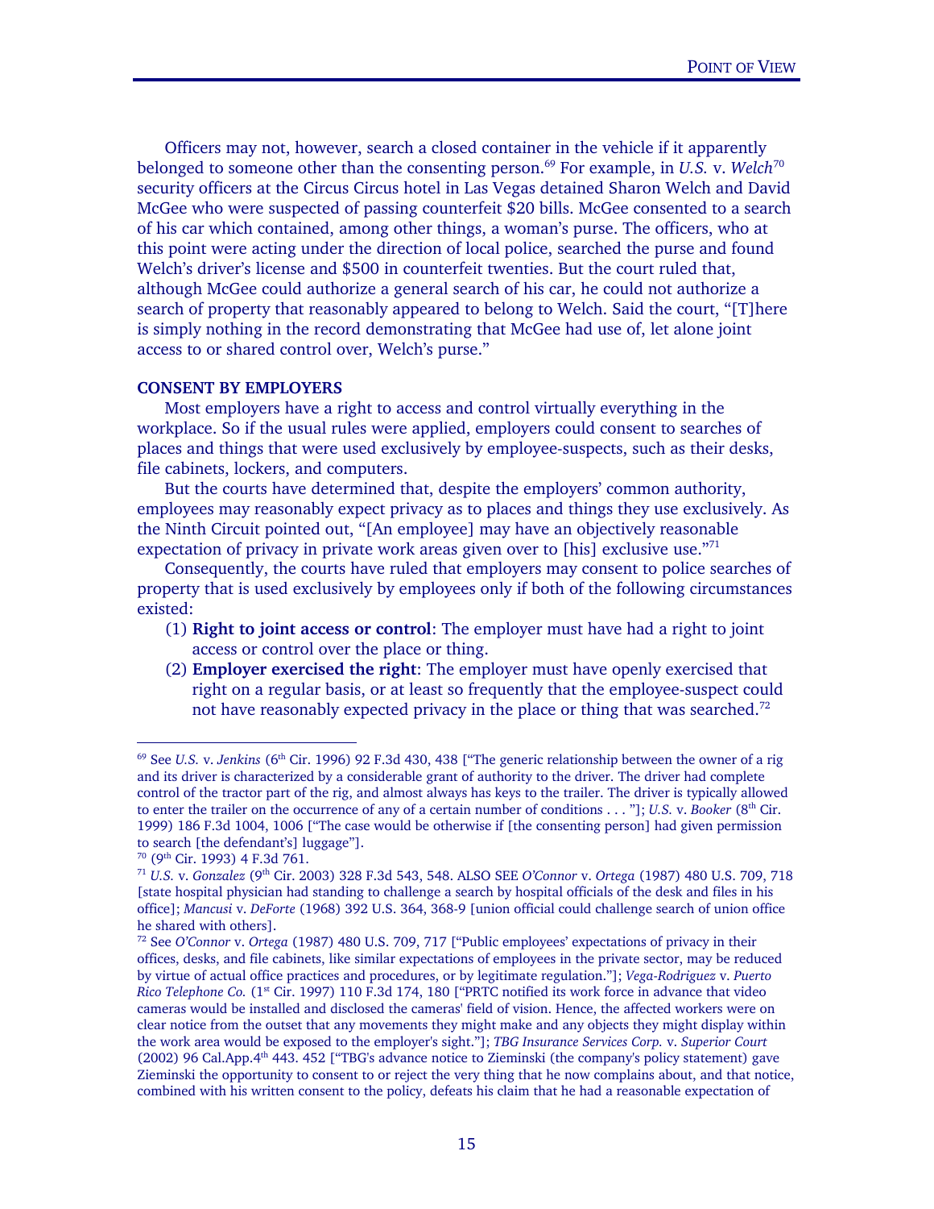Officers may not, however, search a closed container in the vehicle if it apparently belonged to someone other than the consenting person.[69] For example, in *U.S.* v. *Welch*[70] security officers at the Circus Circus hotel in Las Vegas detained Sharon Welch and David McGee who were suspected of passing counterfeit $20 bills. McGee consented to a search of his car which contained, among other things, a woman's purse. The officers, who at this point were acting under the direction of local police, searched the purse and found Welch's driver's license and $500 in counterfeit twenties. But the court ruled that, although McGee could authorize a general search of his car, he could not authorize a search of property that reasonably appeared to belong to Welch. Said the court, "[T]here is simply nothing in the record demonstrating that McGee had use of, let alone joint access to or shared control over, Welch's purse."

**CONSENT BY EMPLOYERS**

Most employers have a right to access and control virtually everything in the workplace. So if the usual rules were applied, employers could consent to searches of places and things that were used exclusively by employee-suspects, such as their desks, file cabinets, lockers, and computers.

But the courts have determined that, despite the employers' common authority, employees may reasonably expect privacy as to places and things they use exclusively. As the Ninth Circuit pointed out, "[An employee] may have an objectively reasonable expectation of privacy in private work areas given over to [his] exclusive use."[71]

Consequently, the courts have ruled that employers may consent to police searches of property that is used exclusively by employees only if both of the following circumstances existed:

(1) **Right to joint access or control**: The employer must have had a right to joint access or control over the place or thing.

(2) **Employer exercised the right**: The employer must have openly exercised that right on a regular basis, or at least so frequently that the employee-suspect could not have reasonably expected privacy in the place or thing that was searched.[72]

---

[69] See *U.S.* v. *Jenkins* (6th Cir. 1996) 92 F.3d 430, 438 ["The generic relationship between the owner of a rig and its driver is characterized by a considerable grant of authority to the driver. The driver had complete control of the tractor part of the rig, and almost always has keys to the trailer. The driver is typically allowed to enter the trailer on the occurrence of any of a certain number of conditions . . . "]; *U.S.* v. *Booker* (8th Cir. 1999) 186 F.3d 1004, 1006 ["The case would be otherwise if [the consenting person] had given permission to search [the defendant's] luggage"].

[70] (9th Cir. 1993) 4 F.3d 761.

[71] *U.S.* v. *Gonzalez* (9th Cir. 2003) 328 F.3d 543, 548. ALSO SEE *O'Connor* v. *Ortega* (1987) 480 U.S. 709, 718 [state hospital physician had standing to challenge a search by hospital officials of the desk and files in his office]; *Mancusi* v. *DeForte* (1968) 392 U.S. 364, 368-9 [union official could challenge search of union office he shared with others].

[72] See *O'Connor* v. *Ortega* (1987) 480 U.S. 709, 717 ["Public employees' expectations of privacy in their offices, desks, and file cabinets, like similar expectations of employees in the private sector, may be reduced by virtue of actual office practices and procedures, or by legitimate regulation."]; *Vega-Rodriguez* v. *Puerto Rico Telephone Co.* (1st Cir. 1997) 110 F.3d 174, 180 ["PRTC notified its work force in advance that video cameras would be installed and disclosed the cameras' field of vision. Hence, the affected workers were on clear notice from the outset that any movements they might make and any objects they might display within the work area would be exposed to the employer's sight."]; *TBG Insurance Services Corp.* v. *Superior Court* (2002) 96 Cal.App.4th 443. 452 ["TBG's advance notice to Zieminski (the company's policy statement) gave Zieminski the opportunity to consent to or reject the very thing that he now complains about, and that notice, combined with his written consent to the policy, defeats his claim that he had a reasonable expectation of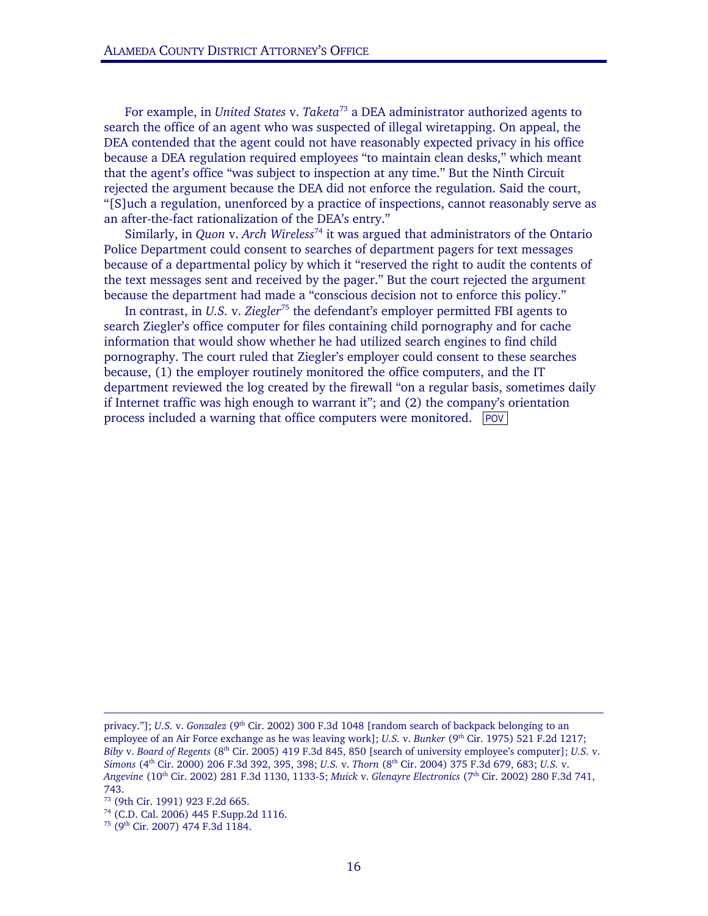For example, in *United States* v. *Taketa*[73] a DEA administrator authorized agents to search the office of an agent who was suspected of illegal wiretapping. On appeal, the DEA contended that the agent could not have reasonably expected privacy in his office because a DEA regulation required employees "to maintain clean desks," which meant that the agent's office "was subject to inspection at any time." But the Ninth Circuit rejected the argument because the DEA did not enforce the regulation. Said the court, "[S]uch a regulation, unenforced by a practice of inspections, cannot reasonably serve as an after-the-fact rationalization of the DEA's entry."

Similarly, in *Quon* v. *Arch Wireless*[74] it was argued that administrators of the Ontario Police Department could consent to searches of department pagers for text messages because of a departmental policy by which it "reserved the right to audit the contents of the text messages sent and received by the pager." But the court rejected the argument because the department had made a "conscious decision not to enforce this policy."

In contrast, in *U.S.* v. *Ziegler*[75] the defendant's employer permitted FBI agents to search Ziegler's office computer for files containing child pornography and for cache information that would show whether he had utilized search engines to find child pornography. The court ruled that Ziegler's employer could consent to these searches because, (1) the employer routinely monitored the office computers, and the IT department reviewed the log created by the firewall "on a regular basis, sometimes daily if Internet traffic was high enough to warrant it"; and (2) the company's orientation process included a warning that office computers were monitored. POV

---

privacy."]; *U.S.* v. *Gonzalez* (9th Cir. 2002) 300 F.3d 1048 [random search of backpack belonging to an employee of an Air Force exchange as he was leaving work]; *U.S.* v. *Bunker* (9th Cir. 1975) 521 F.2d 1217; *Biby* v. *Board of Regents* (8th Cir. 2005) 419 F.3d 845, 850 [search of university employee's computer]; *U.S.* v. *Simons* (4th Cir. 2000) 206 F.3d 392, 395, 398; *U.S.* v. *Thorn* (8th Cir. 2004) 375 F.3d 679, 683; *U.S.* v. *Angevine* (10th Cir. 2002) 281 F.3d 1130, 1133-5; *Muick* v. *Glenayre Electronics* (7th Cir. 2002) 280 F.3d 741, 743.

[73] (9th Cir. 1991) 923 F.2d 665.

[74] (C.D. Cal. 2006) 445 F.Supp.2d 1116.

[75] (9th Cir. 2007) 474 F.3d 1184.